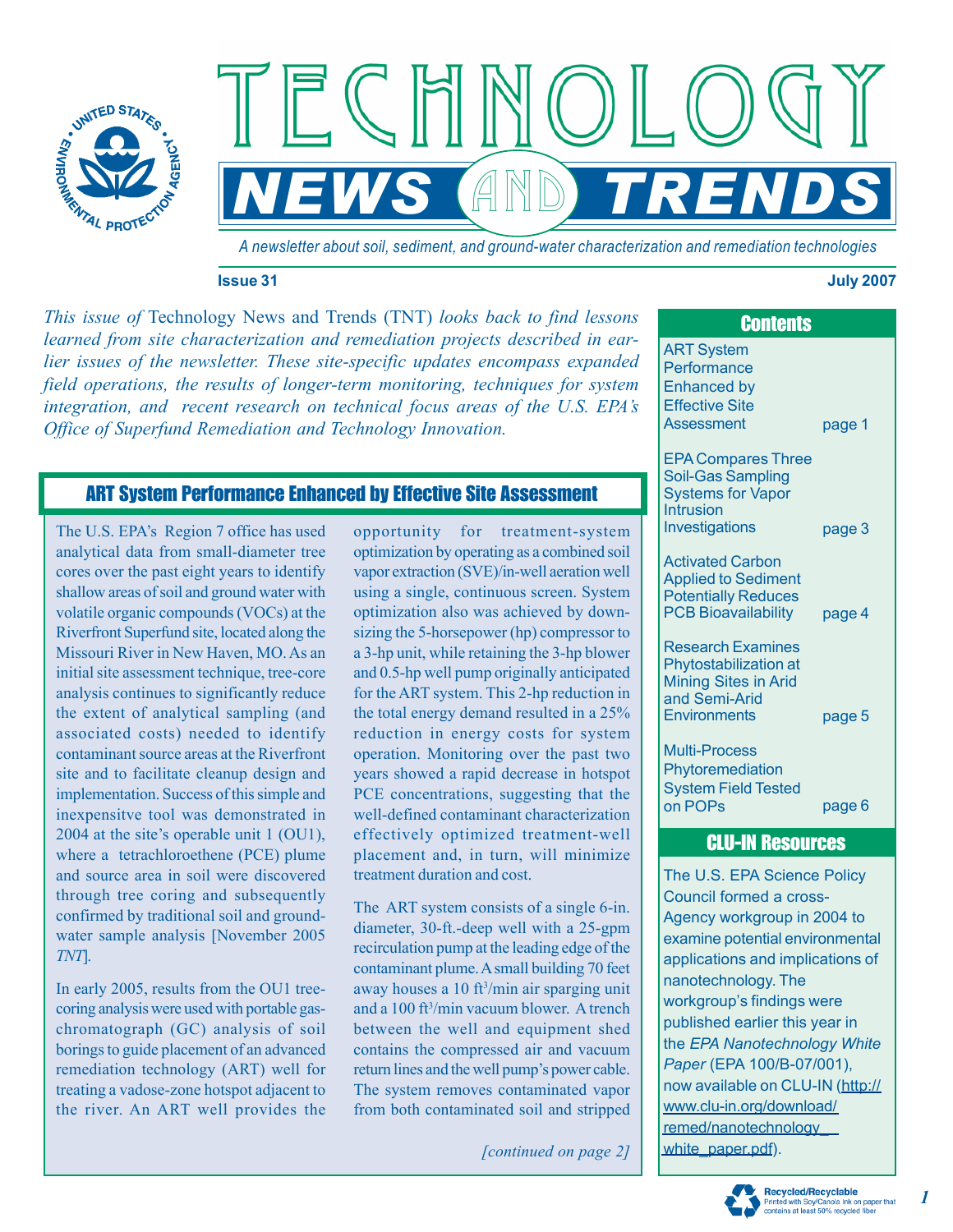# Technology News and Trends

*A newsletter about soil, sediment, and ground-water characterization and remediation technologies*

**Issue 31** **July 2007**

*This issue of* Technology News and Trends (TNT) *looks back to find lessons learned from site characterization and remediation projects described in earlier issues of the newsletter. These site-specific updates encompass expanded field operations, the results of longer-term monitoring, techniques for system integration, and recent research on technical focus areas of the U.S. EPA's Office of Superfund Remediation and Technology Innovation.*

## ART System Performance Enhanced by Effective Site Assessment

The U.S. EPA's Region 7 office has used analytical data from small-diameter tree cores over the past eight years to identify shallow areas of soil and ground water with volatile organic compounds (VOCs) at the Riverfront Superfund site, located along the Missouri River in New Haven, MO. As an initial site assessment technique, tree-core analysis continues to significantly reduce the extent of analytical sampling (and associated costs) needed to identify contaminant source areas at the Riverfront site and to facilitate cleanup design and implementation. Success of this simple and inexpensitve tool was demonstrated in 2004 at the site's operable unit 1 (OU1), where a tetrachloroethene (PCE) plume and source area in soil were discovered through tree coring and subsequently confirmed by traditional soil and ground-water sample analysis [November 2005 *TNT*].

In early 2005, results from the OU1 tree-coring analysis were used with portable gas-chromatograph (GC) analysis of soil borings to guide placement of an advanced remediation technology (ART) well for treating a vadose-zone hotspot adjacent to the river. An ART well provides the opportunity for treatment-system optimization by operating as a combined soil vapor extraction (SVE)/in-well aeration well using a single, continuous screen. System optimization also was achieved by downsizing the 5-horsepower (hp) compressor to a 3-hp unit, while retaining the 3-hp blower and 0.5-hp well pump originally anticipated for the ART system. This 2-hp reduction in the total energy demand resulted in a 25% reduction in energy costs for system operation. Monitoring over the past two years showed a rapid decrease in hotspot PCE concentrations, suggesting that the well-defined contaminant characterization effectively optimized treatment-well placement and, in turn, will minimize treatment duration and cost.

The ART system consists of a single 6-in. diameter, 30-ft.-deep well with a 25-gpm recirculation pump at the leading edge of the contaminant plume. A small building 70 feet away houses a 10 $ft^3$/min air sparging unit and a 100 $ft^3$/min vacuum blower. A trench between the well and equipment shed contains the compressed air and vacuum return lines and the well pump's power cable. The system removes contaminated vapor from both contaminated soil and stripped

*[continued on page 2]*

## Contents

| | |
|---|---|
| ART System Performance Enhanced by Effective Site Assessment | page 1 |
| EPA Compares Three Soil-Gas Sampling Systems for Vapor Intrusion Investigations | page 3 |
| Activated Carbon Applied to Sediment Potentially Reduces PCB Bioavailability | page 4 |
| Research Examines Phytostabilization at Mining Sites in Arid and Semi-Arid Environments | page 5 |
| Multi-Process Phytoremediation System Field Tested on POPs | page 6 |

## CLU-IN Resources

The U.S. EPA Science Policy Council formed a cross-Agency workgroup in 2004 to examine potential environmental applications and implications of nanotechnology. The workgroup's findings were published earlier this year in the *EPA Nanotechnology White Paper* (EPA 100/B-07/001), now available on CLU-IN (http://www.clu-in.org/download/remed/nanotechnology__white_paper.pdf).

Recycled/Recyclable
Printed with Soy/Canola ink on paper that contains at least 50% recycled fiber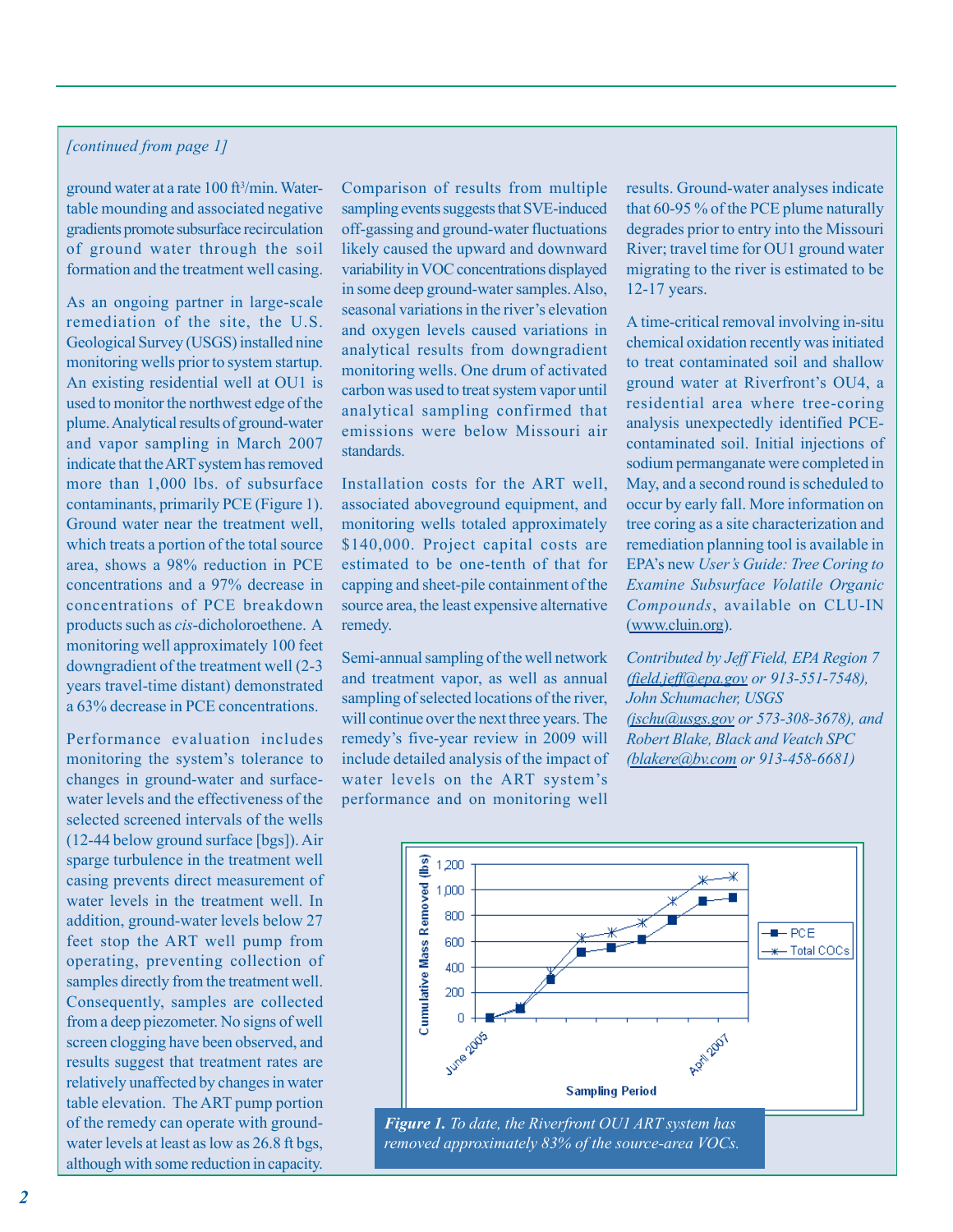*[continued from page 1]*

ground water at a rate 100 ft$^3$/min. Water-table mounding and associated negative gradients promote subsurface recirculation of ground water through the soil formation and the treatment well casing.

As an ongoing partner in large-scale remediation of the site, the U.S. Geological Survey (USGS) installed nine monitoring wells prior to system startup. An existing residential well at OU1 is used to monitor the northwest edge of the plume. Analytical results of ground-water and vapor sampling in March 2007 indicate that the ART system has removed more than 1,000 lbs. of subsurface contaminants, primarily PCE (Figure 1). Ground water near the treatment well, which treats a portion of the total source area, shows a 98% reduction in PCE concentrations and a 97% decrease in concentrations of PCE breakdown products such as *cis*-dicholoroethene. A monitoring well approximately 100 feet downgradient of the treatment well (2-3 years travel-time distant) demonstrated a 63% decrease in PCE concentrations.

Performance evaluation includes monitoring the system's tolerance to changes in ground-water and surface-water levels and the effectiveness of the selected screened intervals of the wells (12-44 below ground surface [bgs]). Air sparge turbulence in the treatment well casing prevents direct measurement of water levels in the treatment well. In addition, ground-water levels below 27 feet stop the ART well pump from operating, preventing collection of samples directly from the treatment well. Consequently, samples are collected from a deep piezometer. No signs of well screen clogging have been observed, and results suggest that treatment rates are relatively unaffected by changes in water table elevation. The ART pump portion of the remedy can operate with ground-water levels at least as low as 26.8 ft bgs, although with some reduction in capacity.

Comparison of results from multiple sampling events suggests that SVE-induced off-gassing and ground-water fluctuations likely caused the upward and downward variability in VOC concentrations displayed in some deep ground-water samples. Also, seasonal variations in the river's elevation and oxygen levels caused variations in analytical results from downgradient monitoring wells. One drum of activated carbon was used to treat system vapor until analytical sampling confirmed that emissions were below Missouri air standards.

Installation costs for the ART well, associated aboveground equipment, and monitoring wells totaled approximately $140,000. Project capital costs are estimated to be one-tenth of that for capping and sheet-pile containment of the source area, the least expensive alternative remedy.

Semi-annual sampling of the well network and treatment vapor, as well as annual sampling of selected locations of the river, will continue over the next three years. The remedy's five-year review in 2009 will include detailed analysis of the impact of water levels on the ART system's performance and on monitoring well results. Ground-water analyses indicate that 60-95 % of the PCE plume naturally degrades prior to entry into the Missouri River; travel time for OU1 ground water migrating to the river is estimated to be 12-17 years.

A time-critical removal involving in-situ chemical oxidation recently was initiated to treat contaminated soil and shallow ground water at Riverfront's OU4, a residential area where tree-coring analysis unexpectedly identified PCE-contaminated soil. Initial injections of sodium permanganate were completed in May, and a second round is scheduled to occur by early fall. More information on tree coring as a site characterization and remediation planning tool is available in EPA's new *User's Guide: Tree Coring to Examine Subsurface Volatile Organic Compounds*, available on CLU-IN (www.cluin.org).

*Contributed by Jeff Field, EPA Region 7 (field.jeff@epa.gov or 913-551-7548), John Schumacher, USGS (jschu@usgs.gov or 573-308-3678), and Robert Blake, Black and Veatch SPC (blakere@bv.com or 913-458-6681)*

***Figure 1.** To date, the Riverfront OU1 ART system has removed approximately 83% of the source-area VOCs.*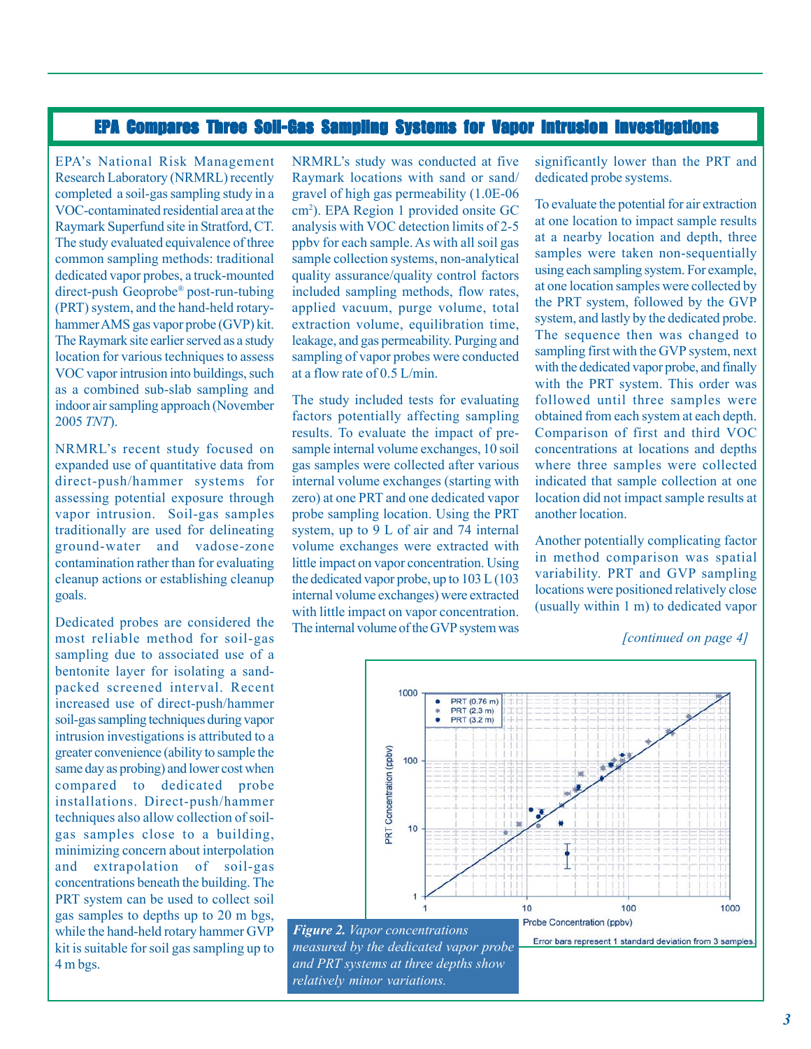## EPA Compares Three Soil-Gas Sampling Systems for Vapor Intrusion Investigations

EPA's National Risk Management Research Laboratory (NRMRL) recently completed a soil-gas sampling study in a VOC-contaminated residential area at the Raymark Superfund site in Stratford, CT. The study evaluated equivalence of three common sampling methods: traditional dedicated vapor probes, a truck-mounted direct-push Geoprobe® post-run-tubing (PRT) system, and the hand-held rotary-hammer AMS gas vapor probe (GVP) kit. The Raymark site earlier served as a study location for various techniques to assess VOC vapor intrusion into buildings, such as a combined sub-slab sampling and indoor air sampling approach (November 2005 *TNT*).

NRMRL's recent study focused on expanded use of quantitative data from direct-push/hammer systems for assessing potential exposure through vapor intrusion. Soil-gas samples traditionally are used for delineating ground-water and vadose-zone contamination rather than for evaluating cleanup actions or establishing cleanup goals.

Dedicated probes are considered the most reliable method for soil-gas sampling due to associated use of a bentonite layer for isolating a sand-packed screened interval. Recent increased use of direct-push/hammer soil-gas sampling techniques during vapor intrusion investigations is attributed to a greater convenience (ability to sample the same day as probing) and lower cost when compared to dedicated probe installations. Direct-push/hammer techniques also allow collection of soil-gas samples close to a building, minimizing concern about interpolation and extrapolation of soil-gas concentrations beneath the building. The PRT system can be used to collect soil gas samples to depths up to 20 m bgs, while the hand-held rotary hammer GVP kit is suitable for soil gas sampling up to 4 m bgs.

NRMRL's study was conducted at five Raymark locations with sand or sand/gravel of high gas permeability (1.0E-06 $cm^2$). EPA Region 1 provided onsite GC analysis with VOC detection limits of 2-5 ppbv for each sample. As with all soil gas sample collection systems, non-analytical quality assurance/quality control factors included sampling methods, flow rates, applied vacuum, purge volume, total extraction volume, equilibration time, leakage, and gas permeability. Purging and sampling of vapor probes were conducted at a flow rate of 0.5 L/min.

The study included tests for evaluating factors potentially affecting sampling results. To evaluate the impact of pre-sample internal volume exchanges, 10 soil gas samples were collected after various internal volume exchanges (starting with zero) at one PRT and one dedicated vapor probe sampling location. Using the PRT system, up to 9 L of air and 74 internal volume exchanges were extracted with little impact on vapor concentration. Using the dedicated vapor probe, up to 103 L (103 internal volume exchanges) were extracted with little impact on vapor concentration. The internal volume of the GVP system was significantly lower than the PRT and dedicated probe systems.

To evaluate the potential for air extraction at one location to impact sample results at a nearby location and depth, three samples were taken non-sequentially using each sampling system. For example, at one location samples were collected by the PRT system, followed by the GVP system, and lastly by the dedicated probe. The sequence then was changed to sampling first with the GVP system, next with the dedicated vapor probe, and finally with the PRT system. This order was followed until three samples were obtained from each system at each depth. Comparison of first and third VOC concentrations at locations and depths where three samples were collected indicated that sample collection at one location did not impact sample results at another location.

Another potentially complicating factor in method comparison was spatial variability. PRT and GVP sampling locations were positioned relatively close (usually within 1 m) to dedicated vapor

*[continued on page 4]*

***Figure 2.*** *Vapor concentrations measured by the dedicated vapor probe and PRT systems at three depths show relatively minor variations.*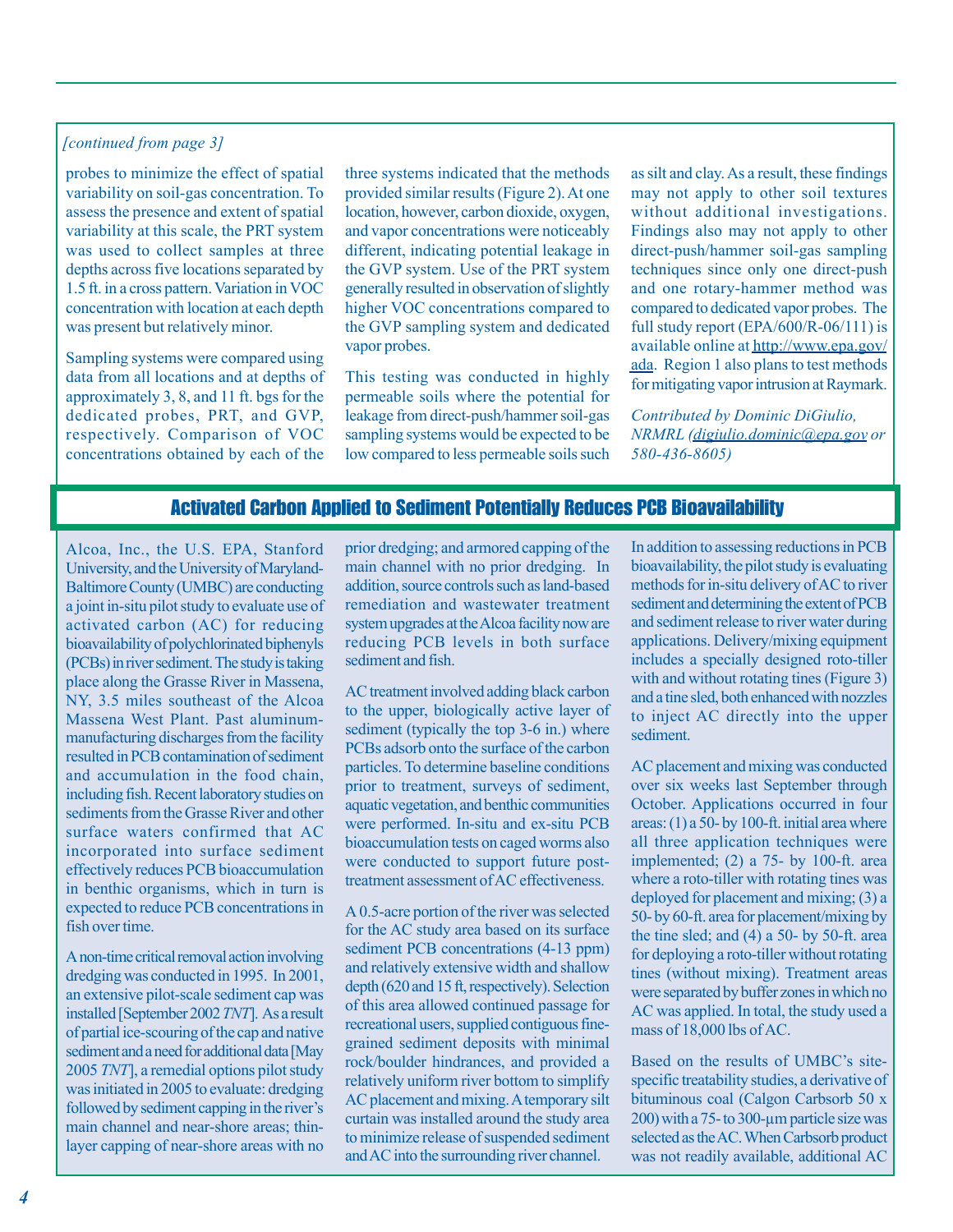*[continued from page 3]*

probes to minimize the effect of spatial variability on soil-gas concentration. To assess the presence and extent of spatial variability at this scale, the PRT system was used to collect samples at three depths across five locations separated by 1.5 ft. in a cross pattern. Variation in VOC concentration with location at each depth was present but relatively minor.

Sampling systems were compared using data from all locations and at depths of approximately 3, 8, and 11 ft. bgs for the dedicated probes, PRT, and GVP, respectively. Comparison of VOC concentrations obtained by each of the three systems indicated that the methods provided similar results (Figure 2). At one location, however, carbon dioxide, oxygen, and vapor concentrations were noticeably different, indicating potential leakage in the GVP system. Use of the PRT system generally resulted in observation of slightly higher VOC concentrations compared to the GVP sampling system and dedicated vapor probes.

This testing was conducted in highly permeable soils where the potential for leakage from direct-push/hammer soil-gas sampling systems would be expected to be low compared to less permeable soils such as silt and clay. As a result, these findings may not apply to other soil textures without additional investigations. Findings also may not apply to other direct-push/hammer soil-gas sampling techniques since only one direct-push and one rotary-hammer method was compared to dedicated vapor probes. The full study report (EPA/600/R-06/111) is available online at http://www.epa.gov/ada. Region 1 also plans to test methods for mitigating vapor intrusion at Raymark.

*Contributed by Dominic DiGiulio, NRMRL (digiulio.dominic@epa.gov or 580-436-8605)*

## Activated Carbon Applied to Sediment Potentially Reduces PCB Bioavailability

Alcoa, Inc., the U.S. EPA, Stanford University, and the University of Maryland-Baltimore County (UMBC) are conducting a joint in-situ pilot study to evaluate use of activated carbon (AC) for reducing bioavailability of polychlorinated biphenyls (PCBs) in river sediment. The study is taking place along the Grasse River in Massena, NY, 3.5 miles southeast of the Alcoa Massena West Plant. Past aluminum-manufacturing discharges from the facility resulted in PCB contamination of sediment and accumulation in the food chain, including fish. Recent laboratory studies on sediments from the Grasse River and other surface waters confirmed that AC incorporated into surface sediment effectively reduces PCB bioaccumulation in benthic organisms, which in turn is expected to reduce PCB concentrations in fish over time.

A non-time critical removal action involving dredging was conducted in 1995. In 2001, an extensive pilot-scale sediment cap was installed [September 2002 *TNT*]. As a result of partial ice-scouring of the cap and native sediment and a need for additional data [May 2005 *TNT*], a remedial options pilot study was initiated in 2005 to evaluate: dredging followed by sediment capping in the river's main channel and near-shore areas; thin-layer capping of near-shore areas with no prior dredging; and armored capping of the main channel with no prior dredging. In addition, source controls such as land-based remediation and wastewater treatment system upgrades at the Alcoa facility now are reducing PCB levels in both surface sediment and fish.

AC treatment involved adding black carbon to the upper, biologically active layer of sediment (typically the top 3-6 in.) where PCBs adsorb onto the surface of the carbon particles. To determine baseline conditions prior to treatment, surveys of sediment, aquatic vegetation, and benthic communities were performed. In-situ and ex-situ PCB bioaccumulation tests on caged worms also were conducted to support future post-treatment assessment of AC effectiveness.

A 0.5-acre portion of the river was selected for the AC study area based on its surface sediment PCB concentrations (4-13 ppm) and relatively extensive width and shallow depth (620 and 15 ft, respectively). Selection of this area allowed continued passage for recreational users, supplied contiguous fine-grained sediment deposits with minimal rock/boulder hindrances, and provided a relatively uniform river bottom to simplify AC placement and mixing. A temporary silt curtain was installed around the study area to minimize release of suspended sediment and AC into the surrounding river channel.

In addition to assessing reductions in PCB bioavailability, the pilot study is evaluating methods for in-situ delivery of AC to river sediment and determining the extent of PCB and sediment release to river water during applications. Delivery/mixing equipment includes a specially designed roto-tiller with and without rotating tines (Figure 3) and a tine sled, both enhanced with nozzles to inject AC directly into the upper sediment.

AC placement and mixing was conducted over six weeks last September through October. Applications occurred in four areas: (1) a 50- by 100-ft. initial area where all three application techniques were implemented; (2) a 75- by 100-ft. area where a roto-tiller with rotating tines was deployed for placement and mixing; (3) a 50- by 60-ft. area for placement/mixing by the tine sled; and (4) a 50- by 50-ft. area for deploying a roto-tiller without rotating tines (without mixing). Treatment areas were separated by buffer zones in which no AC was applied. In total, the study used a mass of 18,000 lbs of AC.

Based on the results of UMBC's site-specific treatability studies, a derivative of bituminous coal (Calgon Carbsorb 50 x 200) with a 75- to 300-µm particle size was selected as the AC. When Carbsorb product was not readily available, additional AC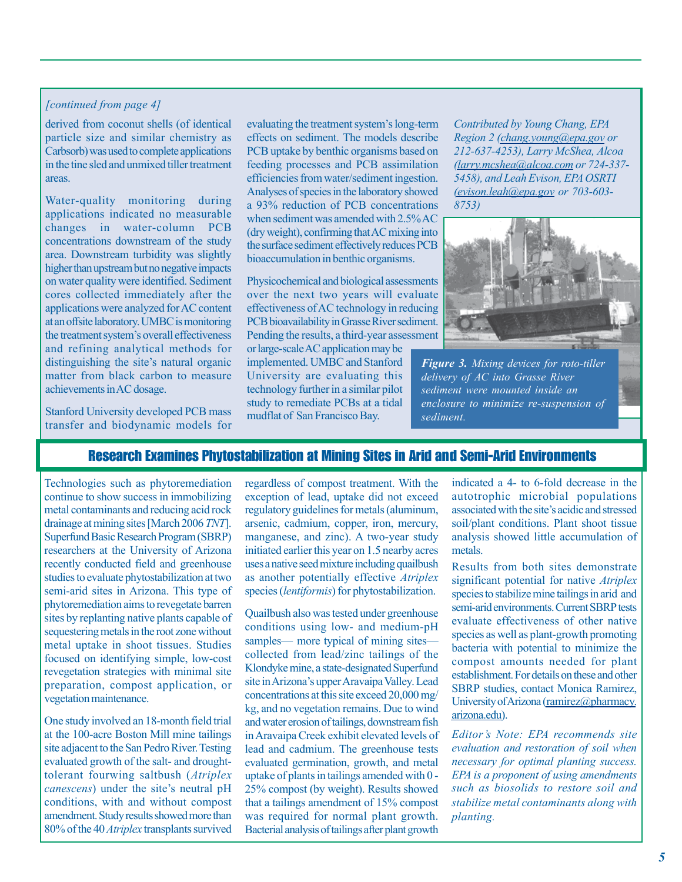*[continued from page 4]*

derived from coconut shells (of identical particle size and similar chemistry as Carbsorb) was used to complete applications in the tine sled and unmixed tiller treatment areas.

Water-quality monitoring during applications indicated no measurable changes in water-column PCB concentrations downstream of the study area. Downstream turbidity was slightly higher than upstream but no negative impacts on water quality were identified. Sediment cores collected immediately after the applications were analyzed for AC content at an offsite laboratory. UMBC is monitoring the treatment system's overall effectiveness and refining analytical methods for distinguishing the site's natural organic matter from black carbon to measure achievements in AC dosage.

Stanford University developed PCB mass transfer and biodynamic models for evaluating the treatment system's long-term effects on sediment. The models describe PCB uptake by benthic organisms based on feeding processes and PCB assimilation efficiencies from water/sediment ingestion. Analyses of species in the laboratory showed a 93% reduction of PCB concentrations when sediment was amended with 2.5% AC (dry weight), confirming that AC mixing into the surface sediment effectively reduces PCB bioaccumulation in benthic organisms.

Physicochemical and biological assessments over the next two years will evaluate effectiveness of AC technology in reducing PCB bioavailability in Grasse River sediment. Pending the results, a third-year assessment or large-scale AC application may be implemented. UMBC and Stanford University are evaluating this technology further in a similar pilot study to remediate PCBs at a tidal mudflat of San Francisco Bay.

*Contributed by Young Chang, EPA Region 2 (chang.young@epa.gov or 212-637-4253), Larry McShea, Alcoa (larry.mcshea@alcoa.com or 724-337-5458), and Leah Evison, EPA OSRTI (evison.leah@epa.gov or 703-603-8753)*

***Figure 3.*** *Mixing devices for roto-tiller delivery of AC into Grasse River sediment were mounted inside an enclosure to minimize re-suspension of sediment.*

## Research Examines Phytostabilization at Mining Sites in Arid and Semi-Arid Environments

Technologies such as phytoremediation continue to show success in immobilizing metal contaminants and reducing acid rock drainage at mining sites [March 2006 *TNT*]. Superfund Basic Research Program (SBRP) researchers at the University of Arizona recently conducted field and greenhouse studies to evaluate phytostabilization at two semi-arid sites in Arizona. This type of phytoremediation aims to revegetate barren sites by replanting native plants capable of sequestering metals in the root zone without metal uptake in shoot tissues. Studies focused on identifying simple, low-cost revegetation strategies with minimal site preparation, compost application, or vegetation maintenance.

One study involved an 18-month field trial at the 100-acre Boston Mill mine tailings site adjacent to the San Pedro River. Testing evaluated growth of the salt- and drought-tolerant fourwing saltbush (*Atriplex canescens*) under the site's neutral pH conditions, with and without compost amendment. Study results showed more than 80% of the 40 *Atriplex* transplants survived regardless of compost treatment. With the exception of lead, uptake did not exceed regulatory guidelines for metals (aluminum, arsenic, cadmium, copper, iron, mercury, manganese, and zinc). A two-year study initiated earlier this year on 1.5 nearby acres uses a native seed mixture including quailbush as another potentially effective *Atriplex* species (*lentiformis*) for phytostabilization.

Quailbush also was tested under greenhouse conditions using low- and medium-pH samples— more typical of mining sites— collected from lead/zinc tailings of the Klondyke mine, a state-designated Superfund site in Arizona's upper Aravaipa Valley. Lead concentrations at this site exceed 20,000 mg/kg, and no vegetation remains. Due to wind and water erosion of tailings, downstream fish in Aravaipa Creek exhibit elevated levels of lead and cadmium. The greenhouse tests evaluated germination, growth, and metal uptake of plants in tailings amended with 0 - 25% compost (by weight). Results showed that a tailings amendment of 15% compost was required for normal plant growth. Bacterial analysis of tailings after plant growth indicated a 4- to 6-fold decrease in the autotrophic microbial populations associated with the site's acidic and stressed soil/plant conditions. Plant shoot tissue analysis showed little accumulation of metals.

Results from both sites demonstrate significant potential for native *Atriplex* species to stabilize mine tailings in arid and semi-arid environments. Current SBRP tests evaluate effectiveness of other native species as well as plant-growth promoting bacteria with potential to minimize the compost amounts needed for plant establishment. For details on these and other SBRP studies, contact Monica Ramirez, University of Arizona (ramirez@pharmacy.arizona.edu).

*Editor's Note: EPA recommends site evaluation and restoration of soil when necessary for optimal planting success. EPA is a proponent of using amendments such as biosolids to restore soil and stabilize metal contaminants along with planting.*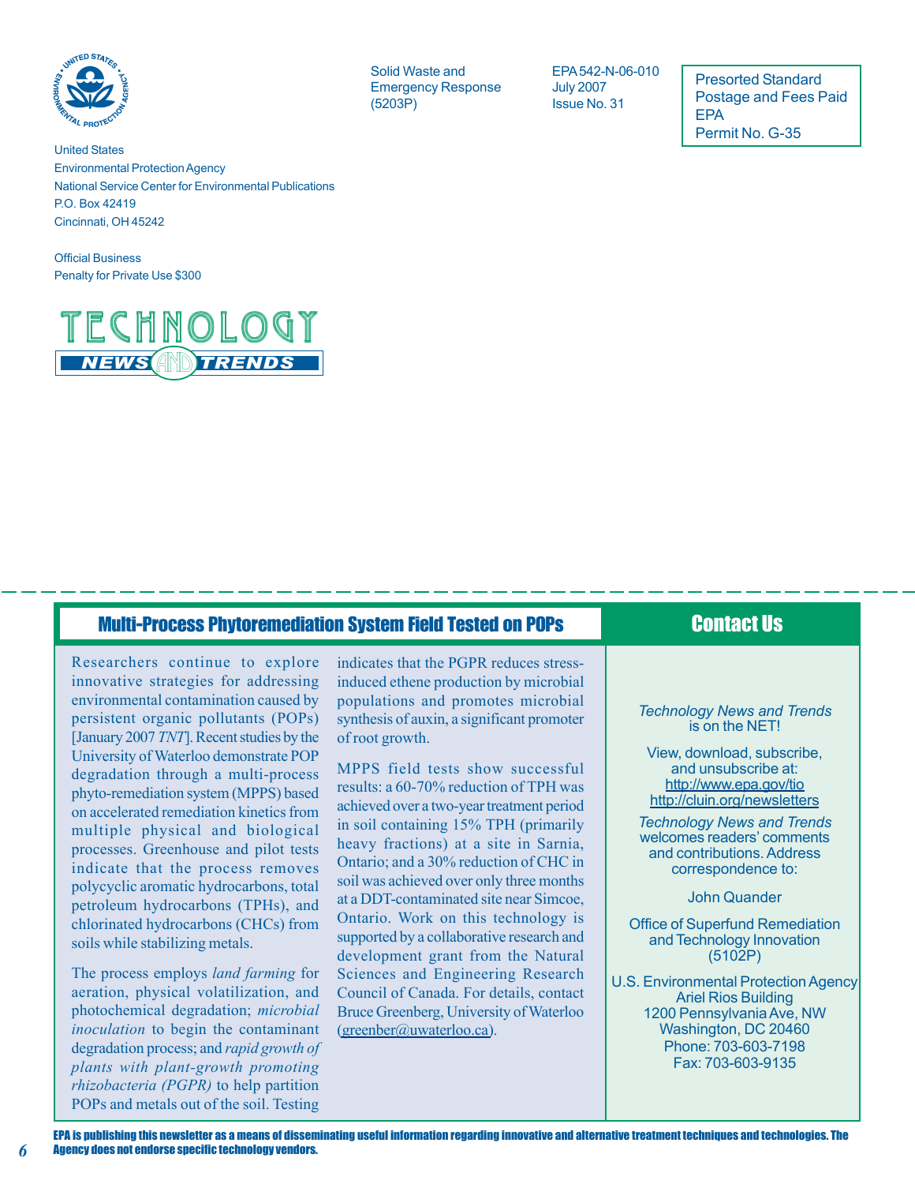United States
Environmental Protection Agency
National Service Center for Environmental Publications
P.O. Box 42419
Cincinnati, OH 45242

Official Business
Penalty for Private Use $300

Solid Waste and
Emergency Response
(5203P)

EPA 542-N-06-010
July 2007
Issue No. 31

Presorted Standard
Postage and Fees Paid
EPA
Permit No. G-35

# TECHNOLOGY NEWS AND TRENDS

## Multi-Process Phytoremediation System Field Tested on POPs

Researchers continue to explore innovative strategies for addressing environmental contamination caused by persistent organic pollutants (POPs) [January 2007 *TNT*]. Recent studies by the University of Waterloo demonstrate POP degradation through a multi-process phyto-remediation system (MPPS) based on accelerated remediation kinetics from multiple physical and biological processes. Greenhouse and pilot tests indicate that the process removes polycyclic aromatic hydrocarbons, total petroleum hydrocarbons (TPHs), and chlorinated hydrocarbons (CHCs) from soils while stabilizing metals.

The process employs *land farming* for aeration, physical volatilization, and photochemical degradation; *microbial inoculation* to begin the contaminant degradation process; and *rapid growth of plants with plant-growth promoting rhizobacteria (PGPR)* to help partition POPs and metals out of the soil. Testing indicates that the PGPR reduces stress-induced ethene production by microbial populations and promotes microbial synthesis of auxin, a significant promoter of root growth.

MPPS field tests show successful results: a 60-70% reduction of TPH was achieved over a two-year treatment period in soil containing 15% TPH (primarily heavy fractions) at a site in Sarnia, Ontario; and a 30% reduction of CHC in soil was achieved over only three months at a DDT-contaminated site near Simcoe, Ontario. Work on this technology is supported by a collaborative research and development grant from the Natural Sciences and Engineering Research Council of Canada. For details, contact Bruce Greenberg, University of Waterloo (greenber@uwaterloo.ca).

## Contact Us

*Technology News and Trends* is on the NET!

View, download, subscribe, and unsubscribe at:
http://www.epa.gov/tio
http://cluin.org/newsletters

*Technology News and Trends* welcomes readers' comments and contributions. Address correspondence to:

John Quander

Office of Superfund Remediation and Technology Innovation
(5102P)

U.S. Environmental Protection Agency
Ariel Rios Building
1200 Pennsylvania Ave, NW
Washington, DC 20460
Phone: 703-603-7198
Fax: 703-603-9135

**EPA is publishing this newsletter as a means of disseminating useful information regarding innovative and alternative treatment techniques and technologies. The Agency does not endorse specific technology vendors.**